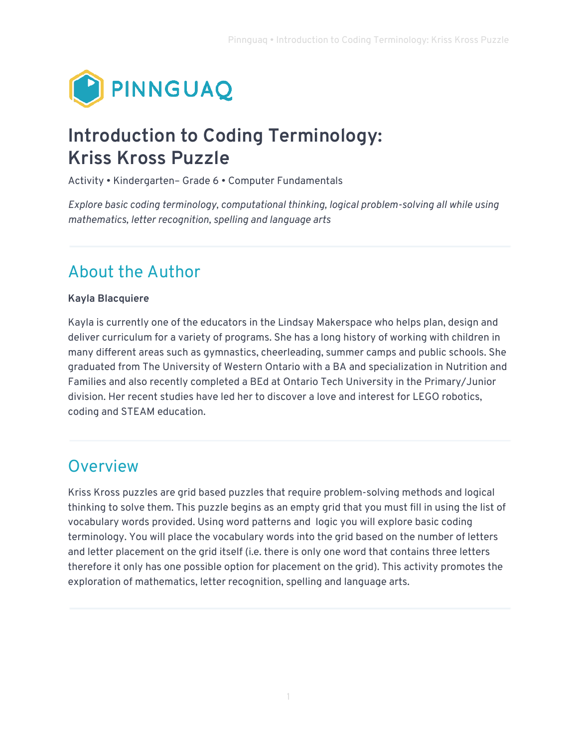# Introduction to Coding Terminology: Kriss Kross Puzzle

Activity • Kindergarten– Grade 6 • Computer Fundamentals

*Explore basic coding terminology, computational thinking, logical problem-solving all while using mathematics, letter recognition, spelling and language arts*

## About the Author

**Kayla Blacquiere**

Kayla is currently one of the educators in the Lindsay Makerspace who helps plan, design and deliver curriculum for a variety of programs. She has a long history of working with children in many different areas such as gymnastics, cheerleading, summer camps and public schools. She graduated from The University of Western Ontario with a BA and specialization in Nutrition and Families and also recently completed a BEd at Ontario Tech University in the Primary/Junior division. Her recent studies have led her to discover a love and interest for LEGO robotics, coding and STEAM education.

## Overview

Kriss Kross puzzles are grid based puzzles that require problem-solving methods and logical thinking to solve them. This puzzle begins as an empty grid that you must fill in using the list of vocabulary words provided. Using word patterns and logic you will explore basic coding terminology. You will place the vocabulary words into the grid based on the number of letters and letter placement on the grid itself (i.e. there is only one word that contains three letters therefore it only has one possible option for placement on the grid). This activity promotes the exploration of mathematics, letter recognition, spelling and language arts.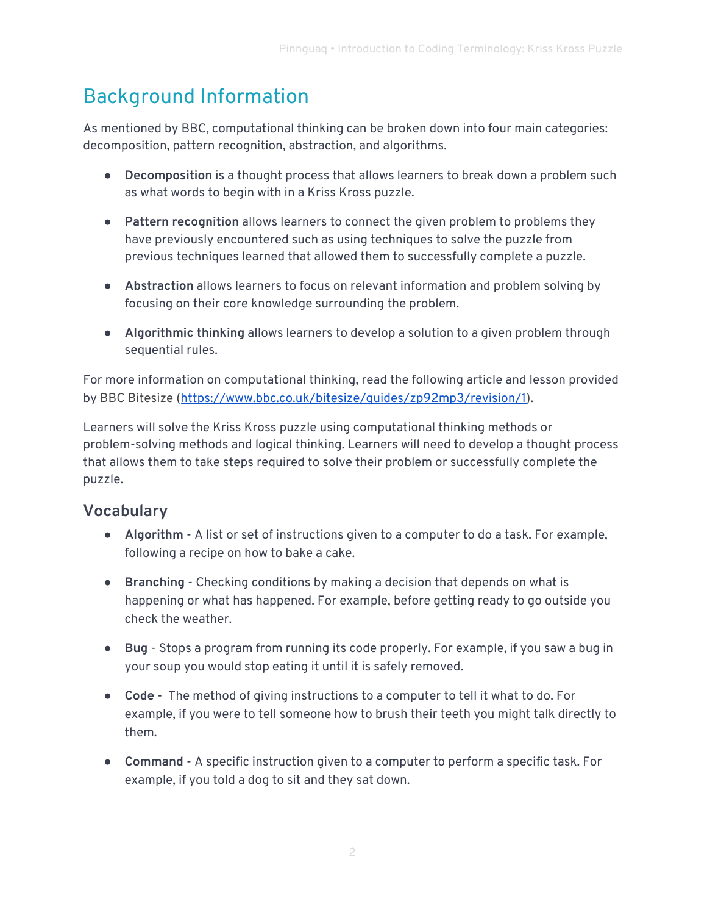# Background Information

As mentioned by BBC, computational thinking can be broken down into four main categories: decomposition, pattern recognition, abstraction, and algorithms.

- **Decomposition** is a thought process that allows learners to break down a problem such as what words to begin with in a Kriss Kross puzzle.
- **Pattern recognition** allows learners to connect the given problem to problems they have previously encountered such as using techniques to solve the puzzle from previous techniques learned that allowed them to successfully complete a puzzle.
- **Abstraction** allows learners to focus on relevant information and problem solving by focusing on their core knowledge surrounding the problem.
- **Algorithmic thinking** allows learners to develop a solution to a given problem through sequential rules.

For more information on computational thinking, read the following article and lesson provided by BBC Bitesize (https://www.bbc.co.uk/bitesize/guides/zp92mp3/revision/1).

Learners will solve the Kriss Kross puzzle using computational thinking methods or problem-solving methods and logical thinking. Learners will need to develop a thought process that allows them to take steps required to solve their problem or successfully complete the puzzle.

## Vocabulary

- **Algorithm** - A list or set of instructions given to a computer to do a task. For example, following a recipe on how to bake a cake.
- **Branching** - Checking conditions by making a decision that depends on what is happening or what has happened. For example, before getting ready to go outside you check the weather.
- **Bug** - Stops a program from running its code properly. For example, if you saw a bug in your soup you would stop eating it until it is safely removed.
- **Code** - The method of giving instructions to a computer to tell it what to do. For example, if you were to tell someone how to brush their teeth you might talk directly to them.
- **Command** - A specific instruction given to a computer to perform a specific task. For example, if you told a dog to sit and they sat down.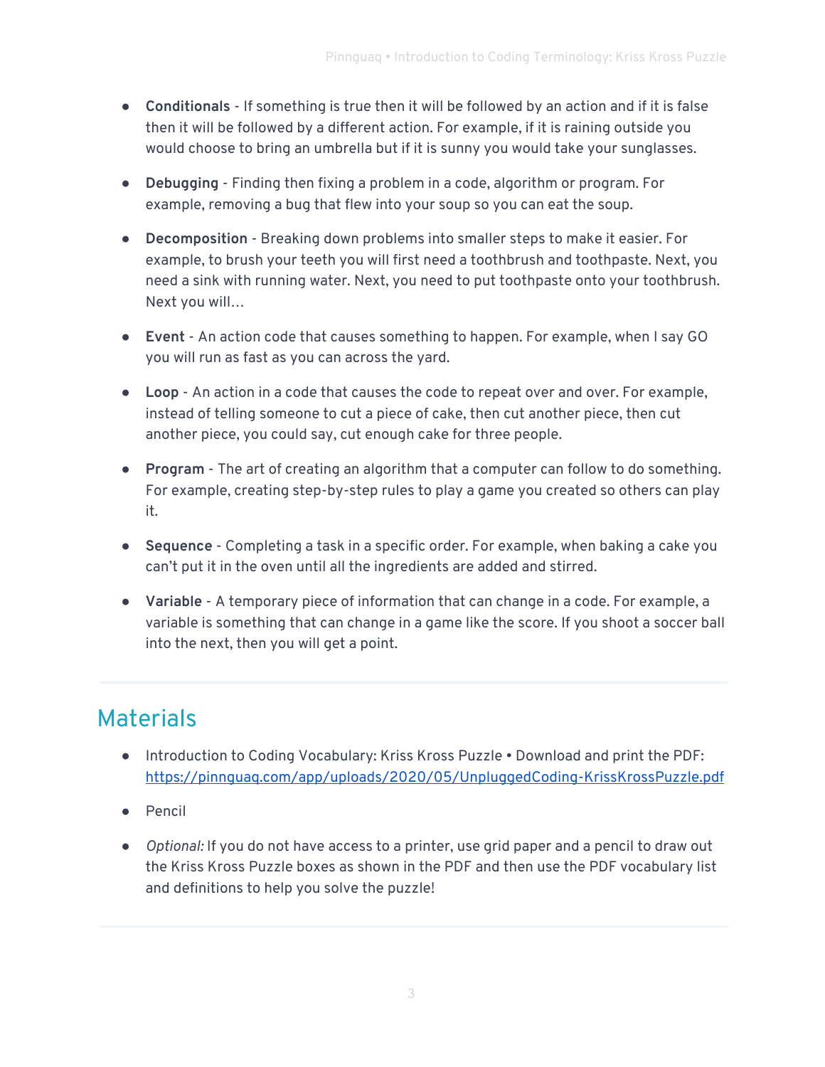- **Conditionals** - If something is true then it will be followed by an action and if it is false then it will be followed by a different action. For example, if it is raining outside you would choose to bring an umbrella but if it is sunny you would take your sunglasses.

- **Debugging** - Finding then fixing a problem in a code, algorithm or program. For example, removing a bug that flew into your soup so you can eat the soup.

- **Decomposition** - Breaking down problems into smaller steps to make it easier. For example, to brush your teeth you will first need a toothbrush and toothpaste. Next, you need a sink with running water. Next, you need to put toothpaste onto your toothbrush. Next you will…

- **Event** - An action code that causes something to happen. For example, when I say GO you will run as fast as you can across the yard.

- **Loop** - An action in a code that causes the code to repeat over and over. For example, instead of telling someone to cut a piece of cake, then cut another piece, then cut another piece, you could say, cut enough cake for three people.

- **Program** - The art of creating an algorithm that a computer can follow to do something. For example, creating step-by-step rules to play a game you created so others can play it.

- **Sequence** - Completing a task in a specific order. For example, when baking a cake you can't put it in the oven until all the ingredients are added and stirred.

- **Variable** - A temporary piece of information that can change in a code. For example, a variable is something that can change in a game like the score. If you shoot a soccer ball into the next, then you will get a point.

## Materials

- Introduction to Coding Vocabulary: Kriss Kross Puzzle • Download and print the PDF: [https://pinnguaq.com/app/uploads/2020/05/UnpluggedCoding-KrissKrossPuzzle.pdf](https://pinnguaq.com/app/uploads/2020/05/UnpluggedCoding-KrissKrossPuzzle.pdf)

- Pencil

- *Optional:* If you do not have access to a printer, use grid paper and a pencil to draw out the Kriss Kross Puzzle boxes as shown in the PDF and then use the PDF vocabulary list and definitions to help you solve the puzzle!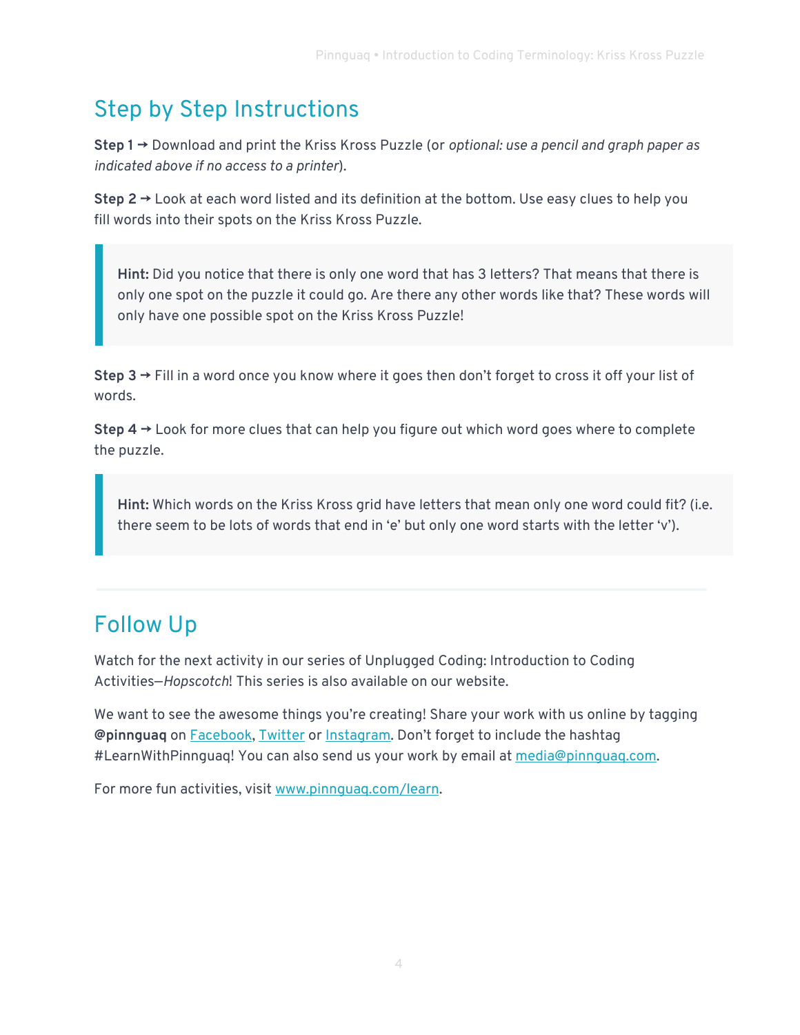## Step by Step Instructions

**Step 1** → Download and print the Kriss Kross Puzzle (or *optional: use a pencil and graph paper as indicated above if no access to a printer*).

**Step 2** → Look at each word listed and its definition at the bottom. Use easy clues to help you fill words into their spots on the Kriss Kross Puzzle.

> **Hint:** Did you notice that there is only one word that has 3 letters? That means that there is only one spot on the puzzle it could go. Are there any other words like that? These words will only have one possible spot on the Kriss Kross Puzzle!

**Step 3** → Fill in a word once you know where it goes then don't forget to cross it off your list of words.

**Step 4** → Look for more clues that can help you figure out which word goes where to complete the puzzle.

> **Hint:** Which words on the Kriss Kross grid have letters that mean only one word could fit? (i.e. there seem to be lots of words that end in 'e' but only one word starts with the letter 'v').

---

## Follow Up

Watch for the next activity in our series of Unplugged Coding: Introduction to Coding Activities—*Hopscotch*! This series is also available on our website.

We want to see the awesome things you're creating! Share your work with us online by tagging **@pinnguaq** on Facebook, Twitter or Instagram. Don't forget to include the hashtag #LearnWithPinnguaq! You can also send us your work by email at media@pinnguaq.com.

For more fun activities, visit www.pinnguaq.com/learn.